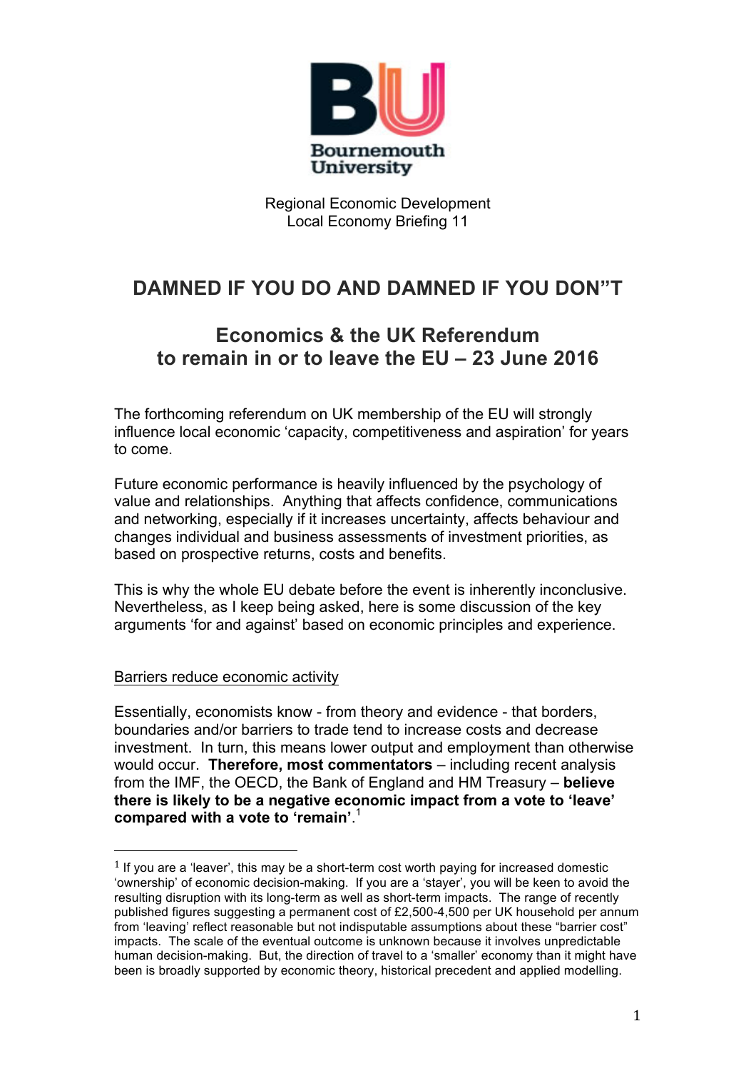Bournemouth University

Regional Economic Development
Local Economy Briefing 11

# DAMNED IF YOU DO AND DAMNED IF YOU DON"T

## Economics & the UK Referendum to remain in or to leave the EU – 23 June 2016

The forthcoming referendum on UK membership of the EU will strongly influence local economic 'capacity, competitiveness and aspiration' for years to come.

Future economic performance is heavily influenced by the psychology of value and relationships. Anything that affects confidence, communications and networking, especially if it increases uncertainty, affects behaviour and changes individual and business assessments of investment priorities, as based on prospective returns, costs and benefits.

This is why the whole EU debate before the event is inherently inconclusive. Nevertheless, as I keep being asked, here is some discussion of the key arguments 'for and against' based on economic principles and experience.

<u>Barriers reduce economic activity</u>

Essentially, economists know - from theory and evidence - that borders, boundaries and/or barriers to trade tend to increase costs and decrease investment. In turn, this means lower output and employment than otherwise would occur. **Therefore, most commentators** – including recent analysis from the IMF, the OECD, the Bank of England and HM Treasury – **believe there is likely to be a negative economic impact from a vote to 'leave' compared with a vote to 'remain'**.[1]

[1] If you are a 'leaver', this may be a short-term cost worth paying for increased domestic 'ownership' of economic decision-making. If you are a 'stayer', you will be keen to avoid the resulting disruption with its long-term as well as short-term impacts. The range of recently published figures suggesting a permanent cost of £2,500-4,500 per UK household per annum from 'leaving' reflect reasonable but not indisputable assumptions about these "barrier cost" impacts. The scale of the eventual outcome is unknown because it involves unpredictable human decision-making. But, the direction of travel to a 'smaller' economy than it might have been is broadly supported by economic theory, historical precedent and applied modelling.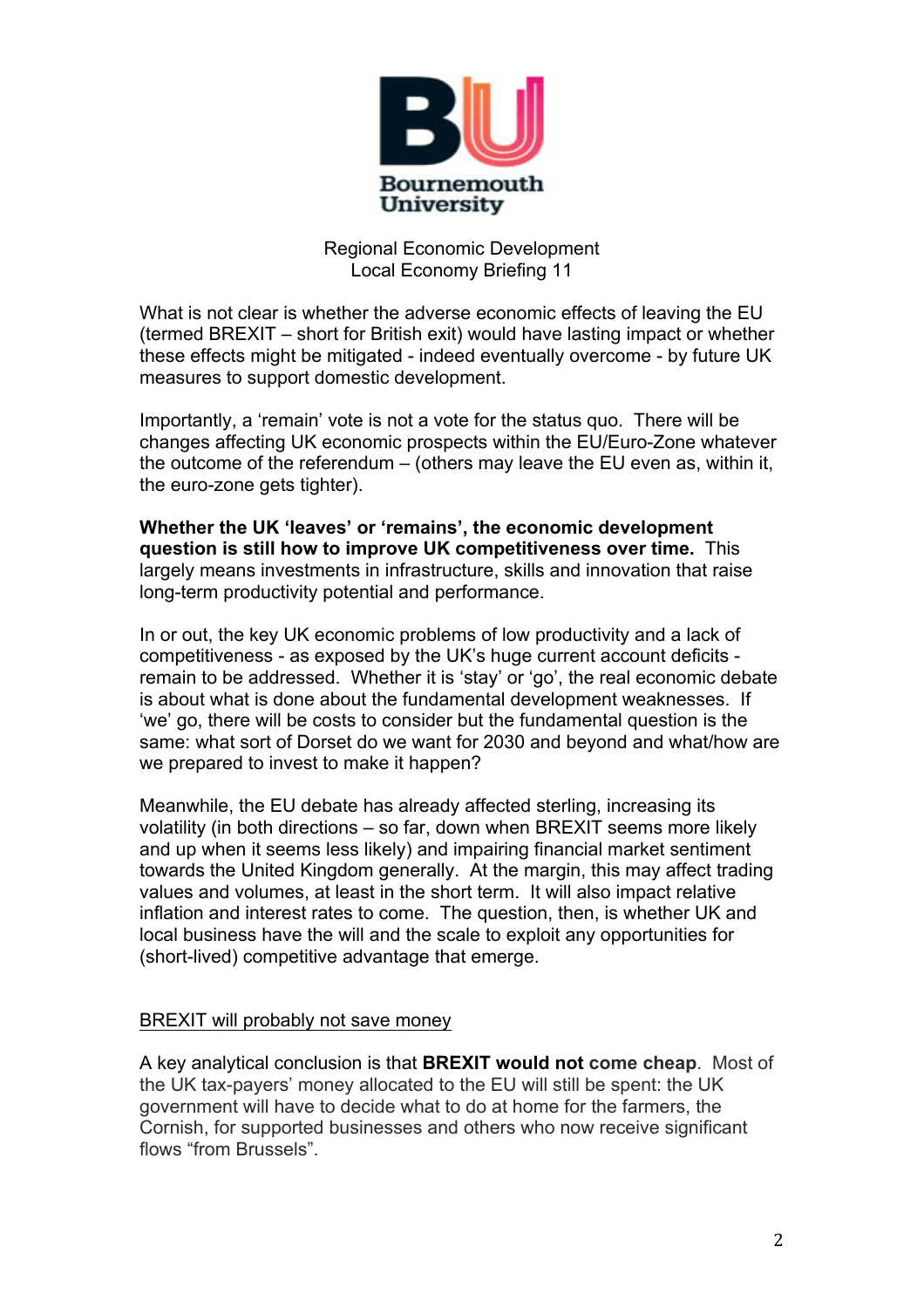Regional Economic Development
Local Economy Briefing 11

What is not clear is whether the adverse economic effects of leaving the EU (termed BREXIT – short for British exit) would have lasting impact or whether these effects might be mitigated - indeed eventually overcome - by future UK measures to support domestic development.

Importantly, a 'remain' vote is not a vote for the status quo. There will be changes affecting UK economic prospects within the EU/Euro-Zone whatever the outcome of the referendum – (others may leave the EU even as, within it, the euro-zone gets tighter).

**Whether the UK 'leaves' or 'remains', the economic development question is still how to improve UK competitiveness over time.** This largely means investments in infrastructure, skills and innovation that raise long-term productivity potential and performance.

In or out, the key UK economic problems of low productivity and a lack of competitiveness - as exposed by the UK's huge current account deficits - remain to be addressed. Whether it is 'stay' or 'go', the real economic debate is about what is done about the fundamental development weaknesses. If 'we' go, there will be costs to consider but the fundamental question is the same: what sort of Dorset do we want for 2030 and beyond and what/how are we prepared to invest to make it happen?

Meanwhile, the EU debate has already affected sterling, increasing its volatility (in both directions – so far, down when BREXIT seems more likely and up when it seems less likely) and impairing financial market sentiment towards the United Kingdom generally. At the margin, this may affect trading values and volumes, at least in the short term. It will also impact relative inflation and interest rates to come. The question, then, is whether UK and local business have the will and the scale to exploit any opportunities for (short-lived) competitive advantage that emerge.

<u>BREXIT will probably not save money</u>

A key analytical conclusion is that **BREXIT would not come cheap**. Most of the UK tax-payers' money allocated to the EU will still be spent: the UK government will have to decide what to do at home for the farmers, the Cornish, for supported businesses and others who now receive significant flows "from Brussels".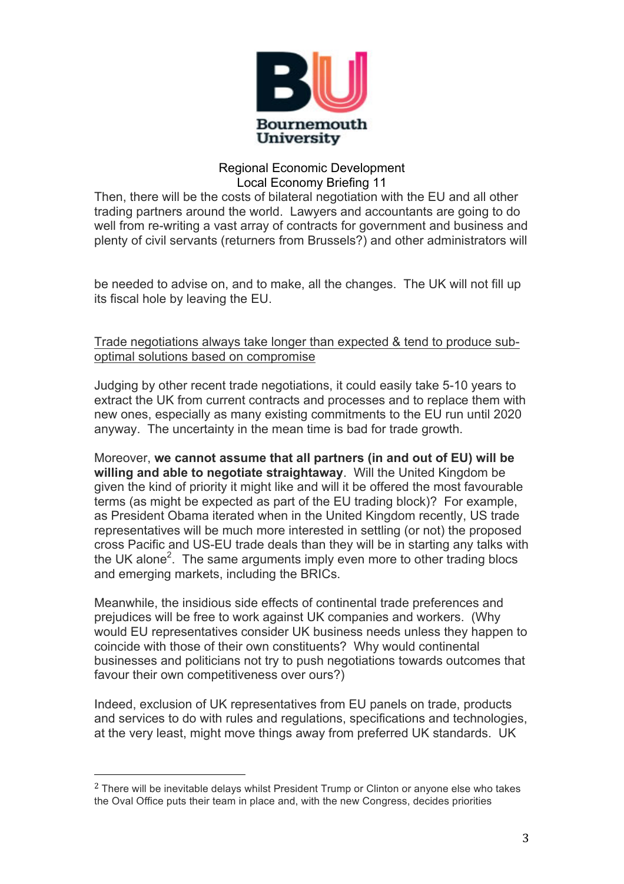Then, there will be the costs of bilateral negotiation with the EU and all other trading partners around the world. Lawyers and accountants are going to do well from re-writing a vast array of contracts for government and business and plenty of civil servants (returners from Brussels?) and other administrators will be needed to advise on, and to make, all the changes. The UK will not fill up its fiscal hole by leaving the EU.

<u>Trade negotiations always take longer than expected & tend to produce sub-optimal solutions based on compromise</u>

Judging by other recent trade negotiations, it could easily take 5-10 years to extract the UK from current contracts and processes and to replace them with new ones, especially as many existing commitments to the EU run until 2020 anyway. The uncertainty in the mean time is bad for trade growth.

Moreover, **we cannot assume that all partners (in and out of EU) will be willing and able to negotiate straightaway**. Will the United Kingdom be given the kind of priority it might like and will it be offered the most favourable terms (as might be expected as part of the EU trading block)? For example, as President Obama iterated when in the United Kingdom recently, US trade representatives will be much more interested in settling (or not) the proposed cross Pacific and US-EU trade deals than they will be in starting any talks with the UK alone[2]. The same arguments imply even more to other trading blocs and emerging markets, including the BRICs.

Meanwhile, the insidious side effects of continental trade preferences and prejudices will be free to work against UK companies and workers. (Why would EU representatives consider UK business needs unless they happen to coincide with those of their own constituents? Why would continental businesses and politicians not try to push negotiations towards outcomes that favour their own competitiveness over ours?)

Indeed, exclusion of UK representatives from EU panels on trade, products and services to do with rules and regulations, specifications and technologies, at the very least, might move things away from preferred UK standards. UK

---

[2] There will be inevitable delays whilst President Trump or Clinton or anyone else who takes the Oval Office puts their team in place and, with the new Congress, decides priorities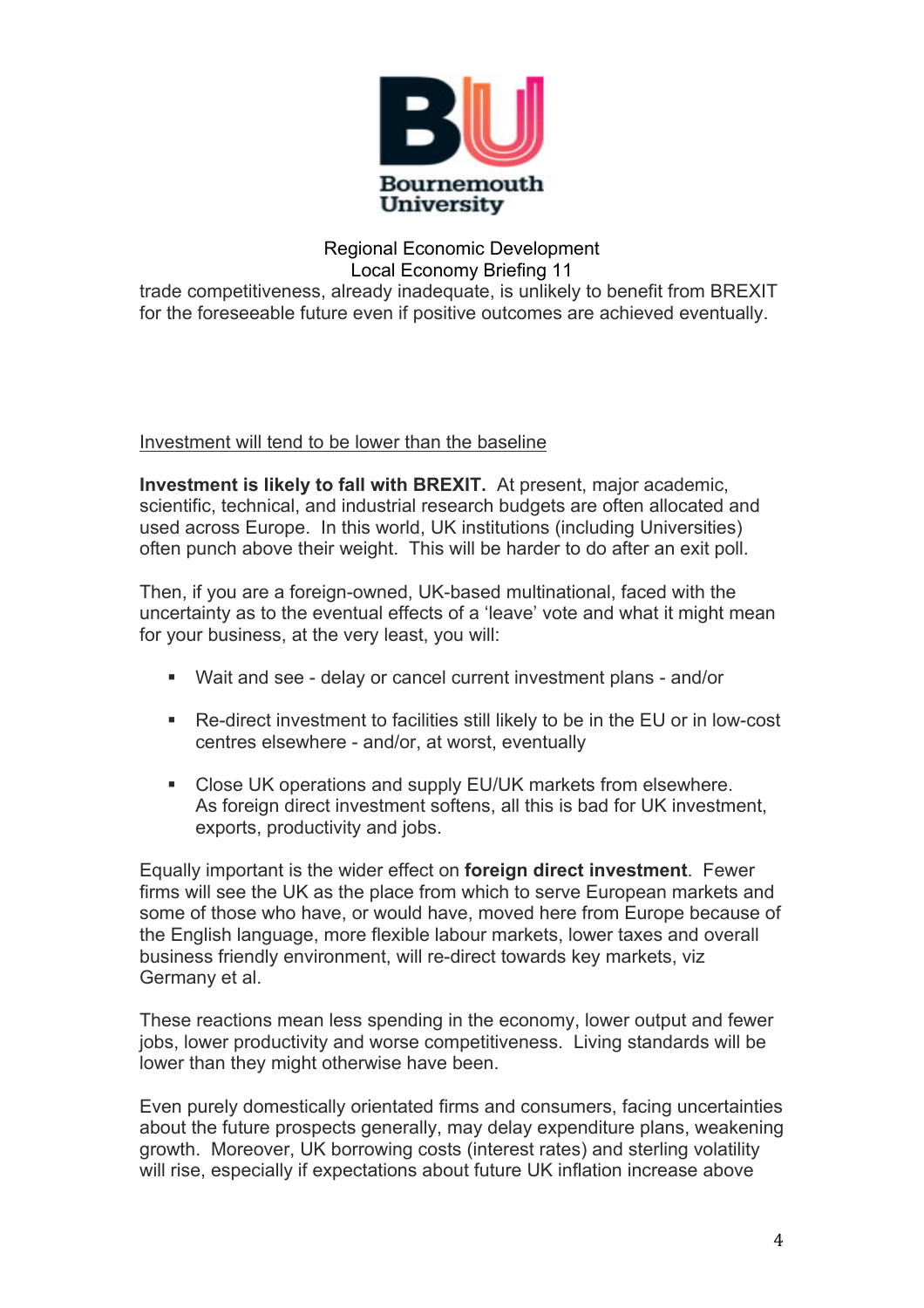trade competitiveness, already inadequate, is unlikely to benefit from BREXIT for the foreseeable future even if positive outcomes are achieved eventually.

Investment will tend to be lower than the baseline

**Investment is likely to fall with BREXIT.** At present, major academic, scientific, technical, and industrial research budgets are often allocated and used across Europe. In this world, UK institutions (including Universities) often punch above their weight. This will be harder to do after an exit poll.

Then, if you are a foreign-owned, UK-based multinational, faced with the uncertainty as to the eventual effects of a 'leave' vote and what it might mean for your business, at the very least, you will:

- Wait and see - delay or cancel current investment plans - and/or
- Re-direct investment to facilities still likely to be in the EU or in low-cost centres elsewhere - and/or, at worst, eventually
- Close UK operations and supply EU/UK markets from elsewhere. As foreign direct investment softens, all this is bad for UK investment, exports, productivity and jobs.

Equally important is the wider effect on **foreign direct investment**. Fewer firms will see the UK as the place from which to serve European markets and some of those who have, or would have, moved here from Europe because of the English language, more flexible labour markets, lower taxes and overall business friendly environment, will re-direct towards key markets, viz Germany et al.

These reactions mean less spending in the economy, lower output and fewer jobs, lower productivity and worse competitiveness. Living standards will be lower than they might otherwise have been.

Even purely domestically orientated firms and consumers, facing uncertainties about the future prospects generally, may delay expenditure plans, weakening growth. Moreover, UK borrowing costs (interest rates) and sterling volatility will rise, especially if expectations about future UK inflation increase above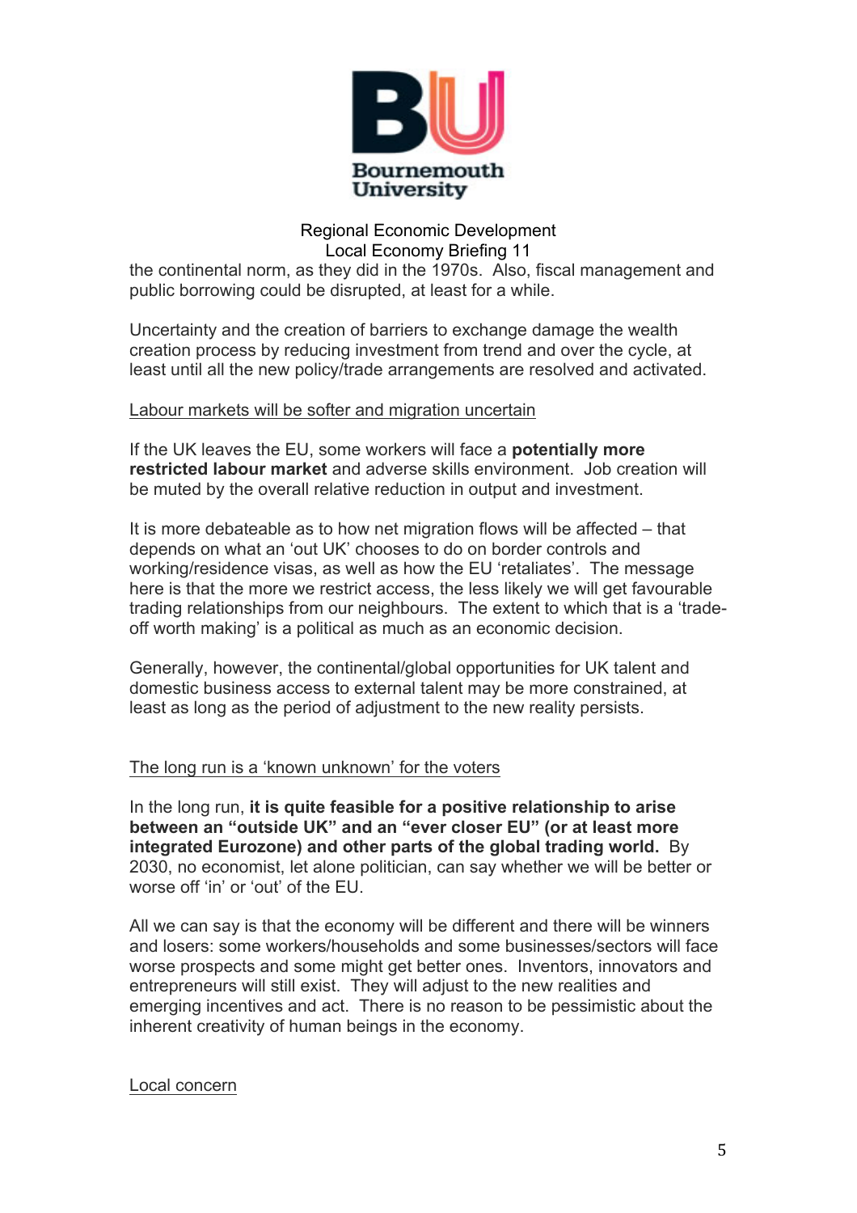the continental norm, as they did in the 1970s. Also, fiscal management and public borrowing could be disrupted, at least for a while.

Uncertainty and the creation of barriers to exchange damage the wealth creation process by reducing investment from trend and over the cycle, at least until all the new policy/trade arrangements are resolved and activated.

<u>Labour markets will be softer and migration uncertain</u>

If the UK leaves the EU, some workers will face a **potentially more restricted labour market** and adverse skills environment. Job creation will be muted by the overall relative reduction in output and investment.

It is more debateable as to how net migration flows will be affected – that depends on what an 'out UK' chooses to do on border controls and working/residence visas, as well as how the EU 'retaliates'. The message here is that the more we restrict access, the less likely we will get favourable trading relationships from our neighbours. The extent to which that is a 'trade-off worth making' is a political as much as an economic decision.

Generally, however, the continental/global opportunities for UK talent and domestic business access to external talent may be more constrained, at least as long as the period of adjustment to the new reality persists.

<u>The long run is a 'known unknown' for the voters</u>

In the long run, **it is quite feasible for a positive relationship to arise between an "outside UK" and an "ever closer EU" (or at least more integrated Eurozone) and other parts of the global trading world.** By 2030, no economist, let alone politician, can say whether we will be better or worse off 'in' or 'out' of the EU.

All we can say is that the economy will be different and there will be winners and losers: some workers/households and some businesses/sectors will face worse prospects and some might get better ones. Inventors, innovators and entrepreneurs will still exist. They will adjust to the new realities and emerging incentives and act. There is no reason to be pessimistic about the inherent creativity of human beings in the economy.

<u>Local concern</u>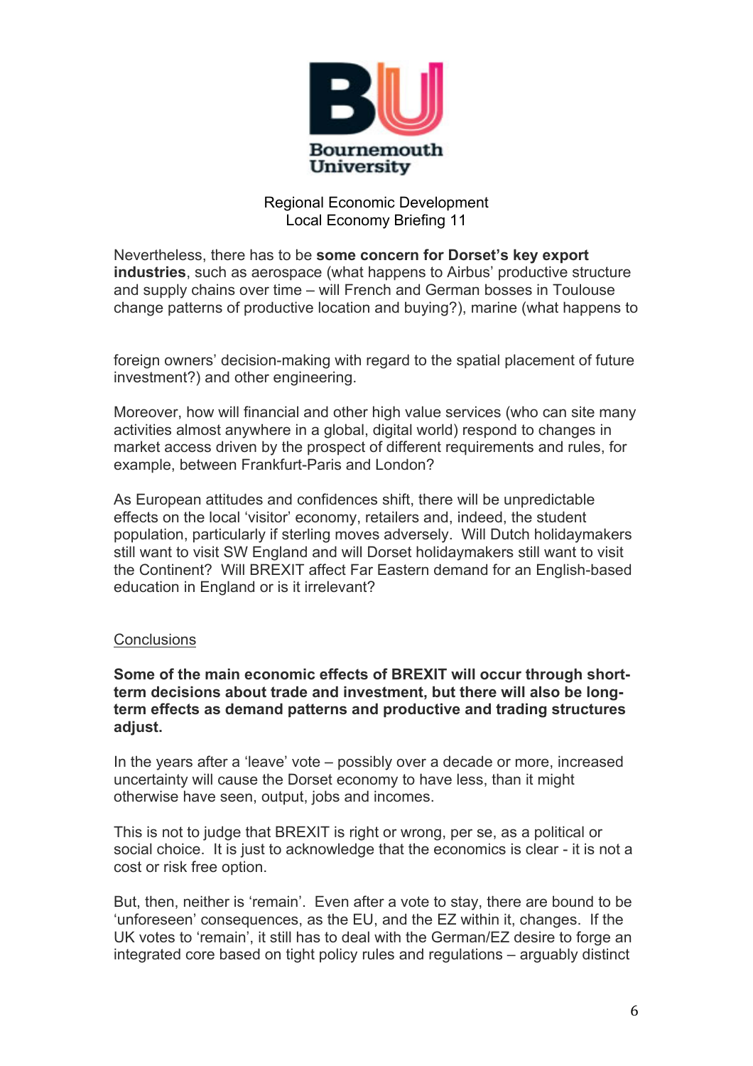Nevertheless, there has to be **some concern for Dorset's key export industries**, such as aerospace (what happens to Airbus' productive structure and supply chains over time – will French and German bosses in Toulouse change patterns of productive location and buying?), marine (what happens to foreign owners' decision-making with regard to the spatial placement of future investment?) and other engineering.

Moreover, how will financial and other high value services (who can site many activities almost anywhere in a global, digital world) respond to changes in market access driven by the prospect of different requirements and rules, for example, between Frankfurt-Paris and London?

As European attitudes and confidences shift, there will be unpredictable effects on the local 'visitor' economy, retailers and, indeed, the student population, particularly if sterling moves adversely. Will Dutch holidaymakers still want to visit SW England and will Dorset holidaymakers still want to visit the Continent? Will BREXIT affect Far Eastern demand for an English-based education in England or is it irrelevant?

## Conclusions

**Some of the main economic effects of BREXIT will occur through short-term decisions about trade and investment, but there will also be long-term effects as demand patterns and productive and trading structures adjust.**

In the years after a 'leave' vote – possibly over a decade or more, increased uncertainty will cause the Dorset economy to have less, than it might otherwise have seen, output, jobs and incomes.

This is not to judge that BREXIT is right or wrong, per se, as a political or social choice. It is just to acknowledge that the economics is clear - it is not a cost or risk free option.

But, then, neither is 'remain'. Even after a vote to stay, there are bound to be 'unforeseen' consequences, as the EU, and the EZ within it, changes. If the UK votes to 'remain', it still has to deal with the German/EZ desire to forge an integrated core based on tight policy rules and regulations – arguably distinct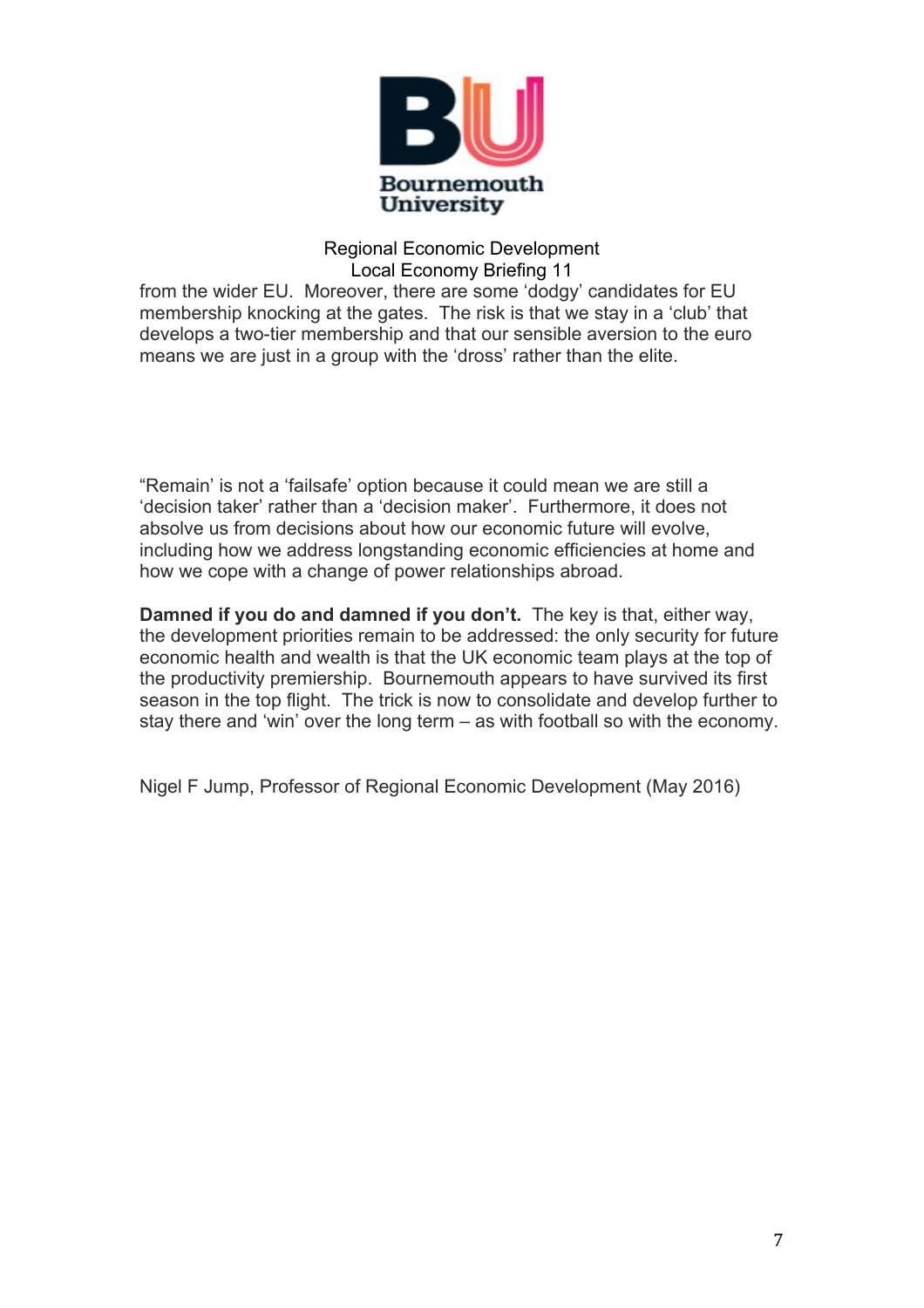from the wider EU. Moreover, there are some ‘dodgy’ candidates for EU membership knocking at the gates. The risk is that we stay in a ‘club’ that develops a two-tier membership and that our sensible aversion to the euro means we are just in a group with the ‘dross’ rather than the elite.

“Remain’ is not a ‘failsafe’ option because it could mean we are still a ‘decision taker’ rather than a ‘decision maker’. Furthermore, it does not absolve us from decisions about how our economic future will evolve, including how we address longstanding economic efficiencies at home and how we cope with a change of power relationships abroad.

**Damned if you do and damned if you don’t.** The key is that, either way, the development priorities remain to be addressed: the only security for future economic health and wealth is that the UK economic team plays at the top of the productivity premiership. Bournemouth appears to have survived its first season in the top flight. The trick is now to consolidate and develop further to stay there and ‘win’ over the long term – as with football so with the economy.

Nigel F Jump, Professor of Regional Economic Development (May 2016)